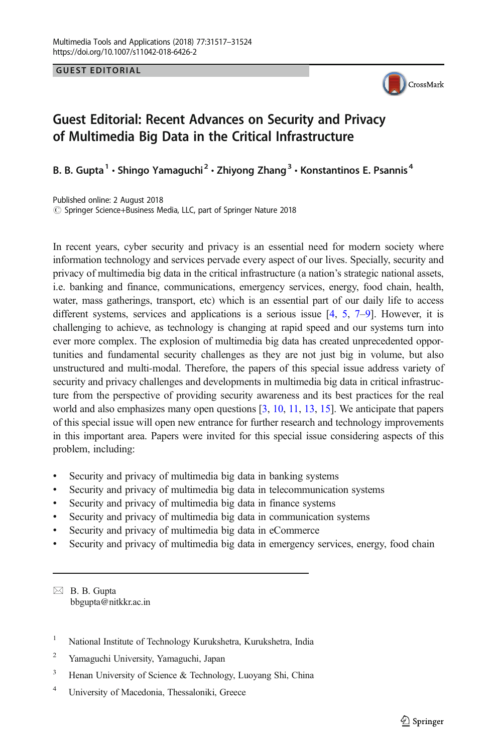GUEST EDITORIAL

# Guest Editorial: Recent Advances on Security and Privacy of Multimedia Big Data in the Critical Infrastructure

**B. B. Gupta[1] · Shingo Yamaguchi[2] · Zhiyong Zhang[3] · Konstantinos E. Psannis[4]**

Published online: 2 August 2018
© Springer Science+Business Media, LLC, part of Springer Nature 2018

In recent years, cyber security and privacy is an essential need for modern society where information technology and services pervade every aspect of our lives. Specially, security and privacy of multimedia big data in the critical infrastructure (a nation's strategic national assets, i.e. banking and finance, communications, emergency services, energy, food chain, health, water, mass gatherings, transport, etc) which is an essential part of our daily life to access different systems, services and applications is a serious issue [4, 5, 7–9]. However, it is challenging to achieve, as technology is changing at rapid speed and our systems turn into ever more complex. The explosion of multimedia big data has created unprecedented opportunities and fundamental security challenges as they are not just big in volume, but also unstructured and multi-modal. Therefore, the papers of this special issue address variety of security and privacy challenges and developments in multimedia big data in critical infrastructure from the perspective of providing security awareness and its best practices for the real world and also emphasizes many open questions [3, 10, 11, 13, 15]. We anticipate that papers of this special issue will open new entrance for further research and technology improvements in this important area. Papers were invited for this special issue considering aspects of this problem, including:

- Security and privacy of multimedia big data in banking systems
- Security and privacy of multimedia big data in telecommunication systems
- Security and privacy of multimedia big data in finance systems
- Security and privacy of multimedia big data in communication systems
- Security and privacy of multimedia big data in eCommerce
- Security and privacy of multimedia big data in emergency services, energy, food chain

✉ B. B. Gupta
bbgupta@nitkkr.ac.in

[1] National Institute of Technology Kurukshetra, Kurukshetra, India

[2] Yamaguchi University, Yamaguchi, Japan

[3] Henan University of Science & Technology, Luoyang Shi, China

[4] University of Macedonia, Thessaloniki, Greece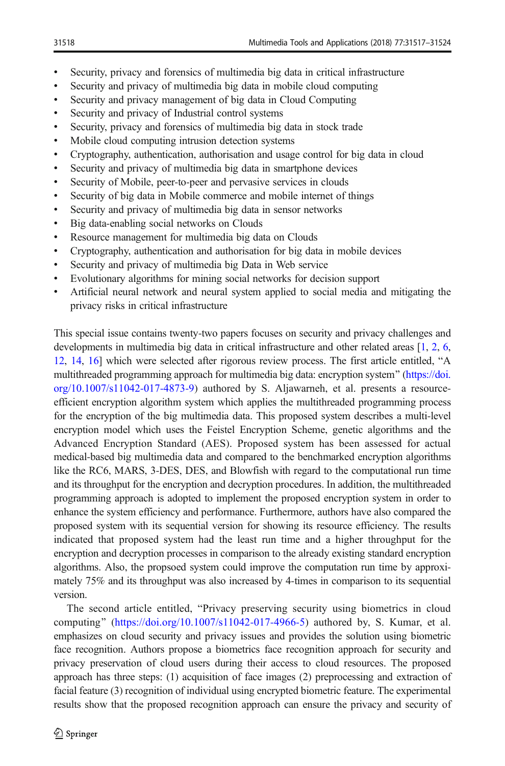- Security, privacy and forensics of multimedia big data in critical infrastructure
- Security and privacy of multimedia big data in mobile cloud computing
- Security and privacy management of big data in Cloud Computing
- Security and privacy of Industrial control systems
- Security, privacy and forensics of multimedia big data in stock trade
- Mobile cloud computing intrusion detection systems
- Cryptography, authentication, authorisation and usage control for big data in cloud
- Security and privacy of multimedia big data in smartphone devices
- Security of Mobile, peer-to-peer and pervasive services in clouds
- Security of big data in Mobile commerce and mobile internet of things
- Security and privacy of multimedia big data in sensor networks
- Big data-enabling social networks on Clouds
- Resource management for multimedia big data on Clouds
- Cryptography, authentication and authorisation for big data in mobile devices
- Security and privacy of multimedia big Data in Web service
- Evolutionary algorithms for mining social networks for decision support
- Artificial neural network and neural system applied to social media and mitigating the privacy risks in critical infrastructure

This special issue contains twenty-two papers focuses on security and privacy challenges and developments in multimedia big data in critical infrastructure and other related areas [1, 2, 6, 12, 14, 16] which were selected after rigorous review process. The first article entitled, "A multithreaded programming approach for multimedia big data: encryption system" (https://doi.org/10.1007/s11042-017-4873-9) authored by S. Aljawarneh, et al. presents a resource-efficient encryption algorithm system which applies the multithreaded programming process for the encryption of the big multimedia data. This proposed system describes a multi-level encryption model which uses the Feistel Encryption Scheme, genetic algorithms and the Advanced Encryption Standard (AES). Proposed system has been assessed for actual medical-based big multimedia data and compared to the benchmarked encryption algorithms like the RC6, MARS, 3-DES, DES, and Blowfish with regard to the computational run time and its throughput for the encryption and decryption procedures. In addition, the multithreaded programming approach is adopted to implement the proposed encryption system in order to enhance the system efficiency and performance. Furthermore, authors have also compared the proposed system with its sequential version for showing its resource efficiency. The results indicated that proposed system had the least run time and a higher throughput for the encryption and decryption processes in comparison to the already existing standard encryption algorithms. Also, the propsoed system could improve the computation run time by approximately 75% and its throughput was also increased by 4-times in comparison to its sequential version.

The second article entitled, "Privacy preserving security using biometrics in cloud computing" (https://doi.org/10.1007/s11042-017-4966-5) authored by, S. Kumar, et al. emphasizes on cloud security and privacy issues and provides the solution using biometric face recognition. Authors propose a biometrics face recognition approach for security and privacy preservation of cloud users during their access to cloud resources. The proposed approach has three steps: (1) acquisition of face images (2) preprocessing and extraction of facial feature (3) recognition of individual using encrypted biometric feature. The experimental results show that the proposed recognition approach can ensure the privacy and security of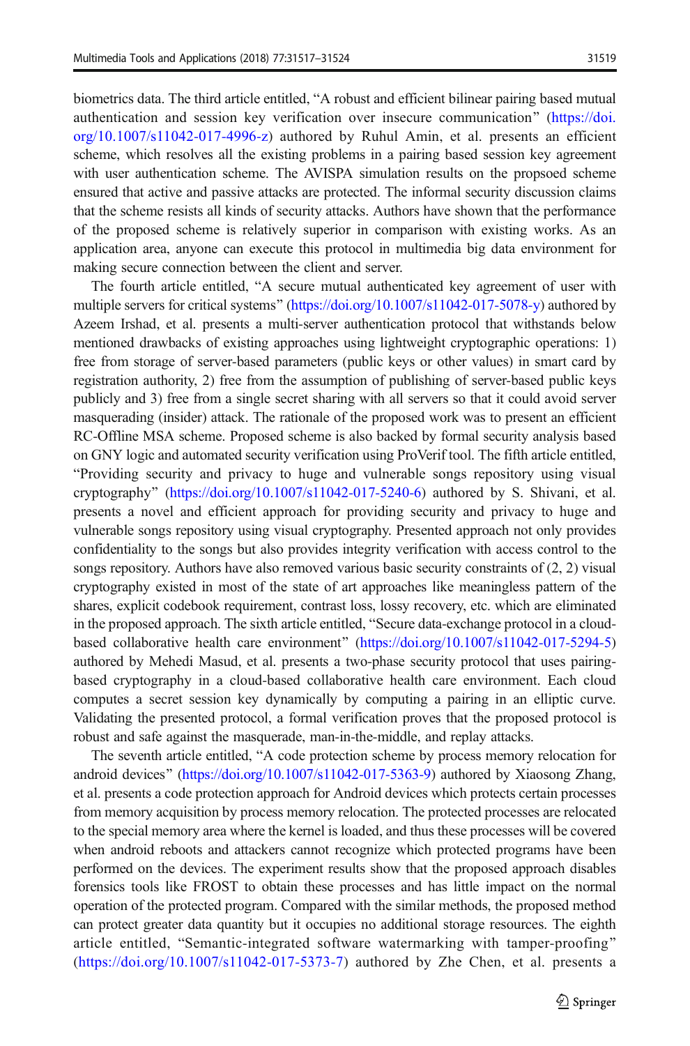biometrics data. The third article entitled, "A robust and efficient bilinear pairing based mutual authentication and session key verification over insecure communication" (https://doi.org/10.1007/s11042-017-4996-z) authored by Ruhul Amin, et al. presents an efficient scheme, which resolves all the existing problems in a pairing based session key agreement with user authentication scheme. The AVISPA simulation results on the propsoed scheme ensured that active and passive attacks are protected. The informal security discussion claims that the scheme resists all kinds of security attacks. Authors have shown that the performance of the proposed scheme is relatively superior in comparison with existing works. As an application area, anyone can execute this protocol in multimedia big data environment for making secure connection between the client and server.

The fourth article entitled, "A secure mutual authenticated key agreement of user with multiple servers for critical systems" (https://doi.org/10.1007/s11042-017-5078-y) authored by Azeem Irshad, et al. presents a multi-server authentication protocol that withstands below mentioned drawbacks of existing approaches using lightweight cryptographic operations: 1) free from storage of server-based parameters (public keys or other values) in smart card by registration authority, 2) free from the assumption of publishing of server-based public keys publicly and 3) free from a single secret sharing with all servers so that it could avoid server masquerading (insider) attack. The rationale of the proposed work was to present an efficient RC-Offline MSA scheme. Proposed scheme is also backed by formal security analysis based on GNY logic and automated security verification using ProVerif tool. The fifth article entitled, "Providing security and privacy to huge and vulnerable songs repository using visual cryptography" (https://doi.org/10.1007/s11042-017-5240-6) authored by S. Shivani, et al. presents a novel and efficient approach for providing security and privacy to huge and vulnerable songs repository using visual cryptography. Presented approach not only provides confidentiality to the songs but also provides integrity verification with access control to the songs repository. Authors have also removed various basic security constraints of (2, 2) visual cryptography existed in most of the state of art approaches like meaningless pattern of the shares, explicit codebook requirement, contrast loss, lossy recovery, etc. which are eliminated in the proposed approach. The sixth article entitled, "Secure data-exchange protocol in a cloud-based collaborative health care environment" (https://doi.org/10.1007/s11042-017-5294-5) authored by Mehedi Masud, et al. presents a two-phase security protocol that uses pairing-based cryptography in a cloud-based collaborative health care environment. Each cloud computes a secret session key dynamically by computing a pairing in an elliptic curve. Validating the presented protocol, a formal verification proves that the proposed protocol is robust and safe against the masquerade, man-in-the-middle, and replay attacks.

The seventh article entitled, "A code protection scheme by process memory relocation for android devices" (https://doi.org/10.1007/s11042-017-5363-9) authored by Xiaosong Zhang, et al. presents a code protection approach for Android devices which protects certain processes from memory acquisition by process memory relocation. The protected processes are relocated to the special memory area where the kernel is loaded, and thus these processes will be covered when android reboots and attackers cannot recognize which protected programs have been performed on the devices. The experiment results show that the proposed approach disables forensics tools like FROST to obtain these processes and has little impact on the normal operation of the protected program. Compared with the similar methods, the proposed method can protect greater data quantity but it occupies no additional storage resources. The eighth article entitled, "Semantic-integrated software watermarking with tamper-proofing" (https://doi.org/10.1007/s11042-017-5373-7) authored by Zhe Chen, et al. presents a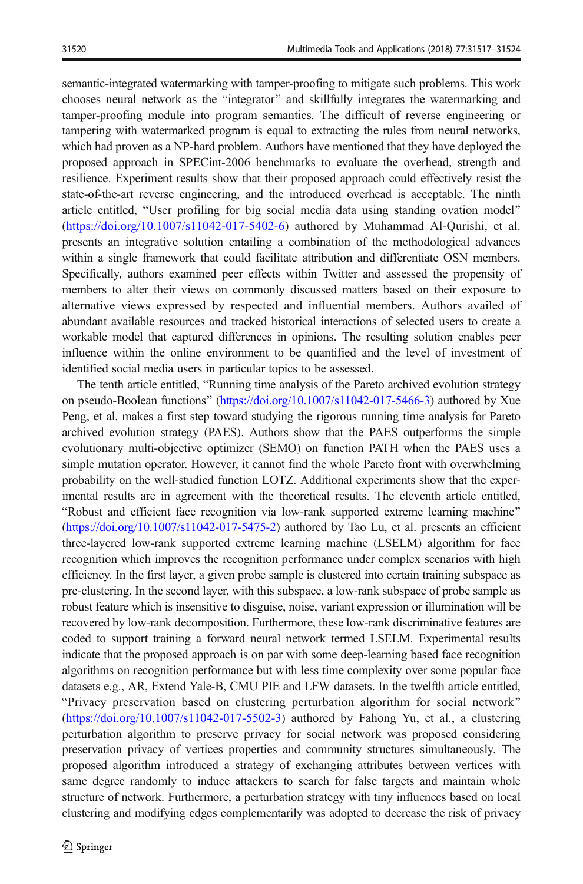semantic-integrated watermarking with tamper-proofing to mitigate such problems. This work chooses neural network as the "integrator" and skillfully integrates the watermarking and tamper-proofing module into program semantics. The difficult of reverse engineering or tampering with watermarked program is equal to extracting the rules from neural networks, which had proven as a NP-hard problem. Authors have mentioned that they have deployed the proposed approach in SPECint-2006 benchmarks to evaluate the overhead, strength and resilience. Experiment results show that their proposed approach could effectively resist the state-of-the-art reverse engineering, and the introduced overhead is acceptable. The ninth article entitled, "User profiling for big social media data using standing ovation model" (https://doi.org/10.1007/s11042-017-5402-6) authored by Muhammad Al-Qurishi, et al. presents an integrative solution entailing a combination of the methodological advances within a single framework that could facilitate attribution and differentiate OSN members. Specifically, authors examined peer effects within Twitter and assessed the propensity of members to alter their views on commonly discussed matters based on their exposure to alternative views expressed by respected and influential members. Authors availed of abundant available resources and tracked historical interactions of selected users to create a workable model that captured differences in opinions. The resulting solution enables peer influence within the online environment to be quantified and the level of investment of identified social media users in particular topics to be assessed.

The tenth article entitled, "Running time analysis of the Pareto archived evolution strategy on pseudo-Boolean functions" (https://doi.org/10.1007/s11042-017-5466-3) authored by Xue Peng, et al. makes a first step toward studying the rigorous running time analysis for Pareto archived evolution strategy (PAES). Authors show that the PAES outperforms the simple evolutionary multi-objective optimizer (SEMO) on function PATH when the PAES uses a simple mutation operator. However, it cannot find the whole Pareto front with overwhelming probability on the well-studied function LOTZ. Additional experiments show that the experimental results are in agreement with the theoretical results. The eleventh article entitled, "Robust and efficient face recognition via low-rank supported extreme learning machine" (https://doi.org/10.1007/s11042-017-5475-2) authored by Tao Lu, et al. presents an efficient three-layered low-rank supported extreme learning machine (LSELM) algorithm for face recognition which improves the recognition performance under complex scenarios with high efficiency. In the first layer, a given probe sample is clustered into certain training subspace as pre-clustering. In the second layer, with this subspace, a low-rank subspace of probe sample as robust feature which is insensitive to disguise, noise, variant expression or illumination will be recovered by low-rank decomposition. Furthermore, these low-rank discriminative features are coded to support training a forward neural network termed LSELM. Experimental results indicate that the proposed approach is on par with some deep-learning based face recognition algorithms on recognition performance but with less time complexity over some popular face datasets e.g., AR, Extend Yale-B, CMU PIE and LFW datasets. In the twelfth article entitled, "Privacy preservation based on clustering perturbation algorithm for social network" (https://doi.org/10.1007/s11042-017-5502-3) authored by Fahong Yu, et al., a clustering perturbation algorithm to preserve privacy for social network was proposed considering preservation privacy of vertices properties and community structures simultaneously. The proposed algorithm introduced a strategy of exchanging attributes between vertices with same degree randomly to induce attackers to search for false targets and maintain whole structure of network. Furthermore, a perturbation strategy with tiny influences based on local clustering and modifying edges complementarily was adopted to decrease the risk of privacy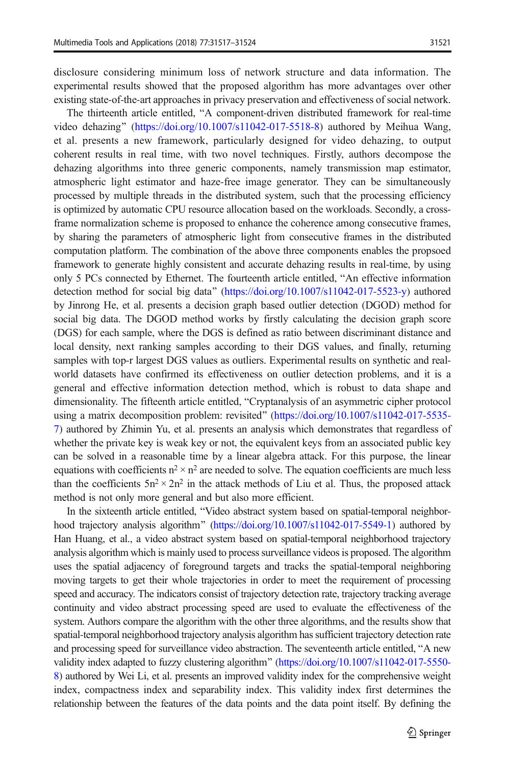disclosure considering minimum loss of network structure and data information. The experimental results showed that the proposed algorithm has more advantages over other existing state-of-the-art approaches in privacy preservation and effectiveness of social network.

The thirteenth article entitled, "A component-driven distributed framework for real-time video dehazing" (https://doi.org/10.1007/s11042-017-5518-8) authored by Meihua Wang, et al. presents a new framework, particularly designed for video dehazing, to output coherent results in real time, with two novel techniques. Firstly, authors decompose the dehazing algorithms into three generic components, namely transmission map estimator, atmospheric light estimator and haze-free image generator. They can be simultaneously processed by multiple threads in the distributed system, such that the processing efficiency is optimized by automatic CPU resource allocation based on the workloads. Secondly, a cross-frame normalization scheme is proposed to enhance the coherence among consecutive frames, by sharing the parameters of atmospheric light from consecutive frames in the distributed computation platform. The combination of the above three components enables the propsoed framework to generate highly consistent and accurate dehazing results in real-time, by using only 5 PCs connected by Ethernet. The fourteenth article entitled, "An effective information detection method for social big data" (https://doi.org/10.1007/s11042-017-5523-y) authored by Jinrong He, et al. presents a decision graph based outlier detection (DGOD) method for social big data. The DGOD method works by firstly calculating the decision graph score (DGS) for each sample, where the DGS is defined as ratio between discriminant distance and local density, next ranking samples according to their DGS values, and finally, returning samples with top-r largest DGS values as outliers. Experimental results on synthetic and real-world datasets have confirmed its effectiveness on outlier detection problems, and it is a general and effective information detection method, which is robust to data shape and dimensionality. The fifteenth article entitled, "Cryptanalysis of an asymmetric cipher protocol using a matrix decomposition problem: revisited" (https://doi.org/10.1007/s11042-017-5535-7) authored by Zhimin Yu, et al. presents an analysis which demonstrates that regardless of whether the private key is weak key or not, the equivalent keys from an associated public key can be solved in a reasonable time by a linear algebra attack. For this purpose, the linear equations with coefficients $n^2 \times n^2$ are needed to solve. The equation coefficients are much less than the coefficients $5n^2 \times 2n^2$ in the attack methods of Liu et al. Thus, the proposed attack method is not only more general and but also more efficient.

In the sixteenth article entitled, "Video abstract system based on spatial-temporal neighborhood trajectory analysis algorithm" (https://doi.org/10.1007/s11042-017-5549-1) authored by Han Huang, et al., a video abstract system based on spatial-temporal neighborhood trajectory analysis algorithm which is mainly used to process surveillance videos is proposed. The algorithm uses the spatial adjacency of foreground targets and tracks the spatial-temporal neighboring moving targets to get their whole trajectories in order to meet the requirement of processing speed and accuracy. The indicators consist of trajectory detection rate, trajectory tracking average continuity and video abstract processing speed are used to evaluate the effectiveness of the system. Authors compare the algorithm with the other three algorithms, and the results show that spatial-temporal neighborhood trajectory analysis algorithm has sufficient trajectory detection rate and processing speed for surveillance video abstraction. The seventeenth article entitled, "A new validity index adapted to fuzzy clustering algorithm" (https://doi.org/10.1007/s11042-017-5550-8) authored by Wei Li, et al. presents an improved validity index for the comprehensive weight index, compactness index and separability index. This validity index first determines the relationship between the features of the data points and the data point itself. By defining the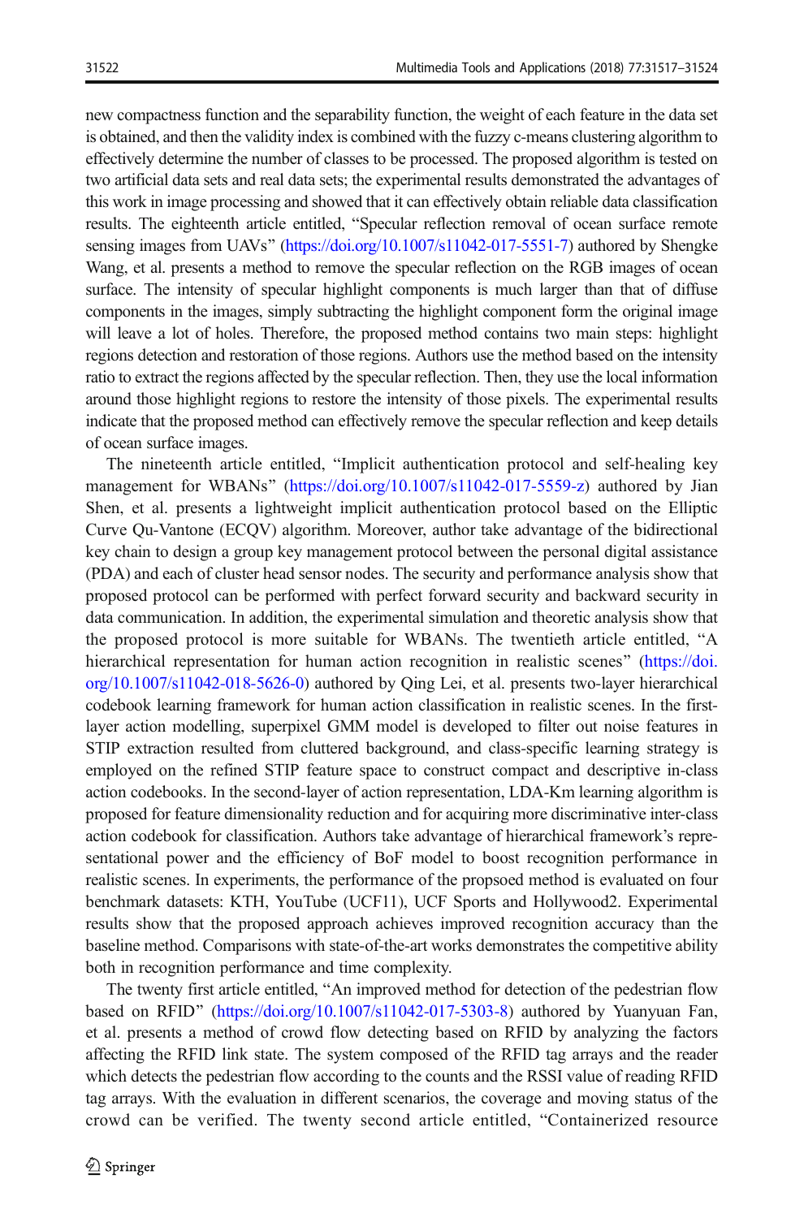new compactness function and the separability function, the weight of each feature in the data set is obtained, and then the validity index is combined with the fuzzy c-means clustering algorithm to effectively determine the number of classes to be processed. The proposed algorithm is tested on two artificial data sets and real data sets; the experimental results demonstrated the advantages of this work in image processing and showed that it can effectively obtain reliable data classification results. The eighteenth article entitled, "Specular reflection removal of ocean surface remote sensing images from UAVs" (https://doi.org/10.1007/s11042-017-5551-7) authored by Shengke Wang, et al. presents a method to remove the specular reflection on the RGB images of ocean surface. The intensity of specular highlight components is much larger than that of diffuse components in the images, simply subtracting the highlight component form the original image will leave a lot of holes. Therefore, the proposed method contains two main steps: highlight regions detection and restoration of those regions. Authors use the method based on the intensity ratio to extract the regions affected by the specular reflection. Then, they use the local information around those highlight regions to restore the intensity of those pixels. The experimental results indicate that the proposed method can effectively remove the specular reflection and keep details of ocean surface images.

The nineteenth article entitled, "Implicit authentication protocol and self-healing key management for WBANs" (https://doi.org/10.1007/s11042-017-5559-z) authored by Jian Shen, et al. presents a lightweight implicit authentication protocol based on the Elliptic Curve Qu-Vantone (ECQV) algorithm. Moreover, author take advantage of the bidirectional key chain to design a group key management protocol between the personal digital assistance (PDA) and each of cluster head sensor nodes. The security and performance analysis show that proposed protocol can be performed with perfect forward security and backward security in data communication. In addition, the experimental simulation and theoretic analysis show that the proposed protocol is more suitable for WBANs. The twentieth article entitled, "A hierarchical representation for human action recognition in realistic scenes" (https://doi.org/10.1007/s11042-018-5626-0) authored by Qing Lei, et al. presents two-layer hierarchical codebook learning framework for human action classification in realistic scenes. In the first-layer action modelling, superpixel GMM model is developed to filter out noise features in STIP extraction resulted from cluttered background, and class-specific learning strategy is employed on the refined STIP feature space to construct compact and descriptive in-class action codebooks. In the second-layer of action representation, LDA-Km learning algorithm is proposed for feature dimensionality reduction and for acquiring more discriminative inter-class action codebook for classification. Authors take advantage of hierarchical framework's representational power and the efficiency of BoF model to boost recognition performance in realistic scenes. In experiments, the performance of the propsoed method is evaluated on four benchmark datasets: KTH, YouTube (UCF11), UCF Sports and Hollywood2. Experimental results show that the proposed approach achieves improved recognition accuracy than the baseline method. Comparisons with state-of-the-art works demonstrates the competitive ability both in recognition performance and time complexity.

The twenty first article entitled, "An improved method for detection of the pedestrian flow based on RFID" (https://doi.org/10.1007/s11042-017-5303-8) authored by Yuanyuan Fan, et al. presents a method of crowd flow detecting based on RFID by analyzing the factors affecting the RFID link state. The system composed of the RFID tag arrays and the reader which detects the pedestrian flow according to the counts and the RSSI value of reading RFID tag arrays. With the evaluation in different scenarios, the coverage and moving status of the crowd can be verified. The twenty second article entitled, "Containerized resource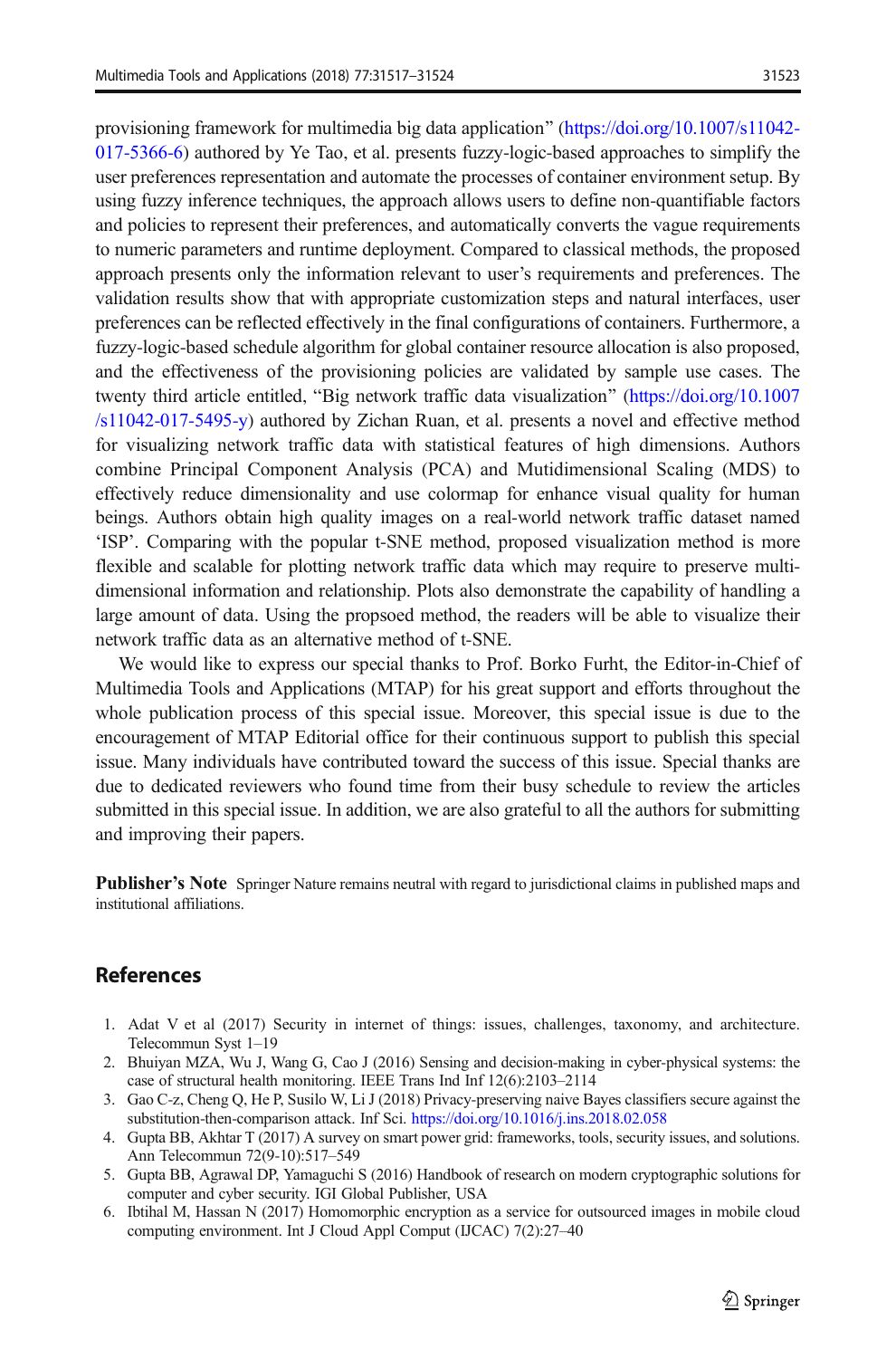provisioning framework for multimedia big data application" (https://doi.org/10.1007/s11042-017-5366-6) authored by Ye Tao, et al. presents fuzzy-logic-based approaches to simplify the user preferences representation and automate the processes of container environment setup. By using fuzzy inference techniques, the approach allows users to define non-quantifiable factors and policies to represent their preferences, and automatically converts the vague requirements to numeric parameters and runtime deployment. Compared to classical methods, the proposed approach presents only the information relevant to user's requirements and preferences. The validation results show that with appropriate customization steps and natural interfaces, user preferences can be reflected effectively in the final configurations of containers. Furthermore, a fuzzy-logic-based schedule algorithm for global container resource allocation is also proposed, and the effectiveness of the provisioning policies are validated by sample use cases. The twenty third article entitled, "Big network traffic data visualization" (https://doi.org/10.1007/s11042-017-5495-y) authored by Zichan Ruan, et al. presents a novel and effective method for visualizing network traffic data with statistical features of high dimensions. Authors combine Principal Component Analysis (PCA) and Mutidimensional Scaling (MDS) to effectively reduce dimensionality and use colormap for enhance visual quality for human beings. Authors obtain high quality images on a real-world network traffic dataset named 'ISP'. Comparing with the popular t-SNE method, proposed visualization method is more flexible and scalable for plotting network traffic data which may require to preserve multi-dimensional information and relationship. Plots also demonstrate the capability of handling a large amount of data. Using the propsoed method, the readers will be able to visualize their network traffic data as an alternative method of t-SNE.

We would like to express our special thanks to Prof. Borko Furht, the Editor-in-Chief of Multimedia Tools and Applications (MTAP) for his great support and efforts throughout the whole publication process of this special issue. Moreover, this special issue is due to the encouragement of MTAP Editorial office for their continuous support to publish this special issue. Many individuals have contributed toward the success of this issue. Special thanks are due to dedicated reviewers who found time from their busy schedule to review the articles submitted in this special issue. In addition, we are also grateful to all the authors for submitting and improving their papers.

**Publisher's Note** Springer Nature remains neutral with regard to jurisdictional claims in published maps and institutional affiliations.

## References

1. Adat V et al (2017) Security in internet of things: issues, challenges, taxonomy, and architecture. Telecommun Syst 1–19
2. Bhuiyan MZA, Wu J, Wang G, Cao J (2016) Sensing and decision-making in cyber-physical systems: the case of structural health monitoring. IEEE Trans Ind Inf 12(6):2103–2114
3. Gao C-z, Cheng Q, He P, Susilo W, Li J (2018) Privacy-preserving naive Bayes classifiers secure against the substitution-then-comparison attack. Inf Sci. https://doi.org/10.1016/j.ins.2018.02.058
4. Gupta BB, Akhtar T (2017) A survey on smart power grid: frameworks, tools, security issues, and solutions. Ann Telecommun 72(9-10):517–549
5. Gupta BB, Agrawal DP, Yamaguchi S (2016) Handbook of research on modern cryptographic solutions for computer and cyber security. IGI Global Publisher, USA
6. Ibtihal M, Hassan N (2017) Homomorphic encryption as a service for outsourced images in mobile cloud computing environment. Int J Cloud Appl Comput (IJCAC) 7(2):27–40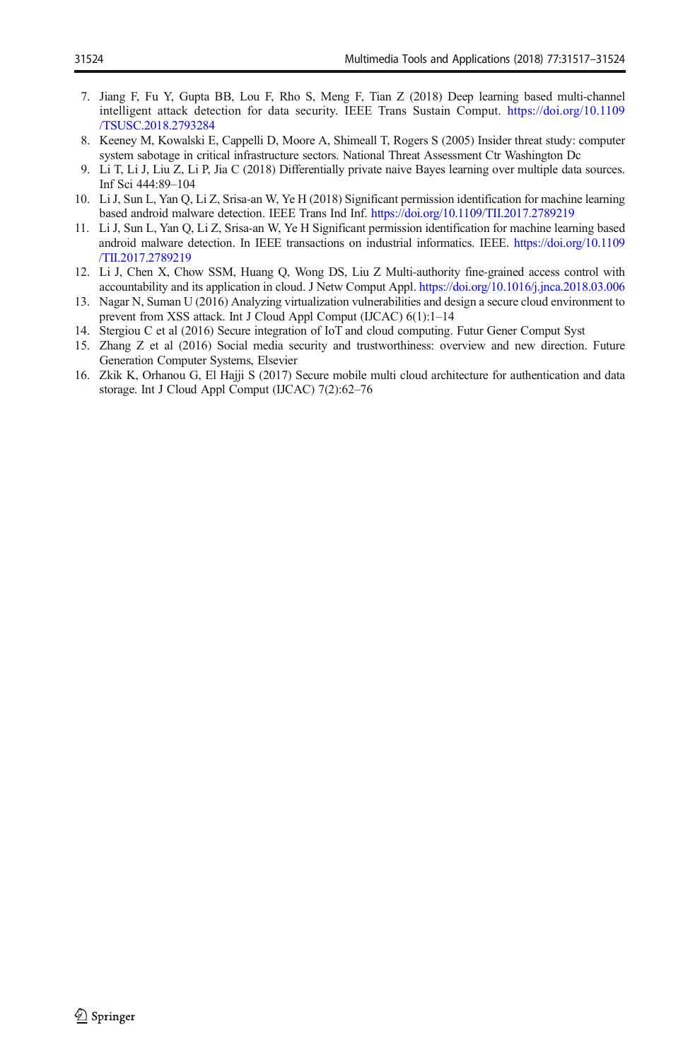7. Jiang F, Fu Y, Gupta BB, Lou F, Rho S, Meng F, Tian Z (2018) Deep learning based multi-channel intelligent attack detection for data security. IEEE Trans Sustain Comput. https://doi.org/10.1109/TSUSC.2018.2793284
8. Keeney M, Kowalski E, Cappelli D, Moore A, Shimeall T, Rogers S (2005) Insider threat study: computer system sabotage in critical infrastructure sectors. National Threat Assessment Ctr Washington Dc
9. Li T, Li J, Liu Z, Li P, Jia C (2018) Differentially private naive Bayes learning over multiple data sources. Inf Sci 444:89–104
10. Li J, Sun L, Yan Q, Li Z, Srisa-an W, Ye H (2018) Significant permission identification for machine learning based android malware detection. IEEE Trans Ind Inf. https://doi.org/10.1109/TII.2017.2789219
11. Li J, Sun L, Yan Q, Li Z, Srisa-an W, Ye H Significant permission identification for machine learning based android malware detection. In IEEE transactions on industrial informatics. IEEE. https://doi.org/10.1109/TII.2017.2789219
12. Li J, Chen X, Chow SSM, Huang Q, Wong DS, Liu Z Multi-authority fine-grained access control with accountability and its application in cloud. J Netw Comput Appl. https://doi.org/10.1016/j.jnca.2018.03.006
13. Nagar N, Suman U (2016) Analyzing virtualization vulnerabilities and design a secure cloud environment to prevent from XSS attack. Int J Cloud Appl Comput (IJCAC) 6(1):1–14
14. Stergiou C et al (2016) Secure integration of IoT and cloud computing. Futur Gener Comput Syst
15. Zhang Z et al (2016) Social media security and trustworthiness: overview and new direction. Future Generation Computer Systems, Elsevier
16. Zkik K, Orhanou G, El Hajji S (2017) Secure mobile multi cloud architecture for authentication and data storage. Int J Cloud Appl Comput (IJCAC) 7(2):62–76